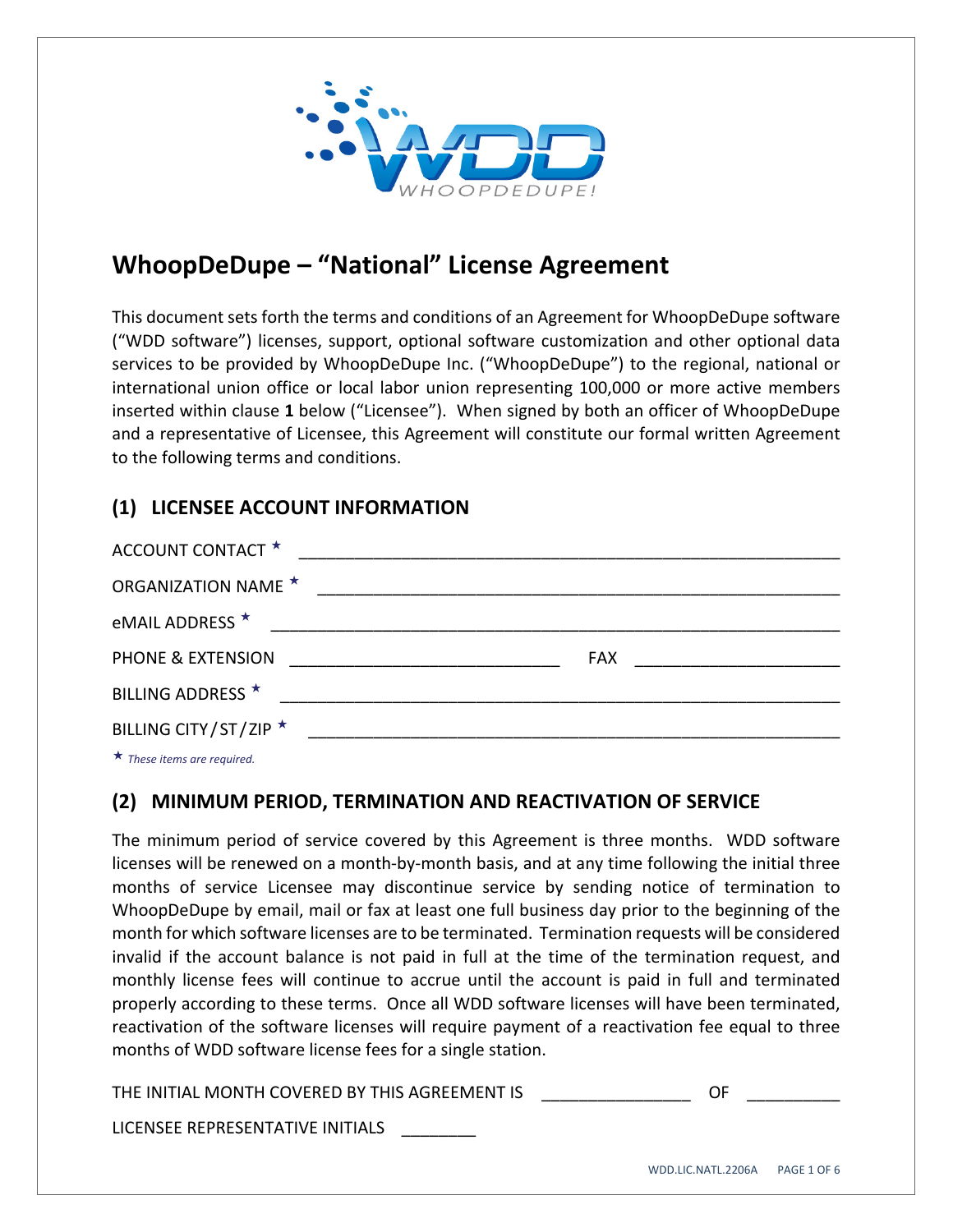WHOOPDEDUPE!

# WhoopDeDupe – "National" License Agreement

This document sets forth the terms and conditions of an Agreement for WhoopDeDupe software ("WDD software") licenses, support, optional software customization and other optional data services to be provided by WhoopDeDupe Inc. ("WhoopDeDupe") to the regional, national or international union office or local labor union representing 100,000 or more active members inserted within clause **1** below ("Licensee"). When signed by both an officer of WhoopDeDupe and a representative of Licensee, this Agreement will constitute our formal written Agreement to the following terms and conditions.

## (1) LICENSEE ACCOUNT INFORMATION

ACCOUNT CONTACT ★ ____________________________________________

ORGANIZATION NAME ★ ____________________________________________

eMAIL ADDRESS ★ ____________________________________________

PHONE & EXTENSION ____________________________ FAX ______________________

BILLING ADDRESS ★ ____________________________________________

BILLING CITY / ST / ZIP ★ ____________________________________________

★ *These items are required.*

## (2) MINIMUM PERIOD, TERMINATION AND REACTIVATION OF SERVICE

The minimum period of service covered by this Agreement is three months. WDD software licenses will be renewed on a month-by-month basis, and at any time following the initial three months of service Licensee may discontinue service by sending notice of termination to WhoopDeDupe by email, mail or fax at least one full business day prior to the beginning of the month for which software licenses are to be terminated. Termination requests will be considered invalid if the account balance is not paid in full at the time of the termination request, and monthly license fees will continue to accrue until the account is paid in full and terminated properly according to these terms. Once all WDD software licenses will have been terminated, reactivation of the software licenses will require payment of a reactivation fee equal to three months of WDD software license fees for a single station.

THE INITIAL MONTH COVERED BY THIS AGREEMENT IS ________________ OF __________

LICENSEE REPRESENTATIVE INITIALS ________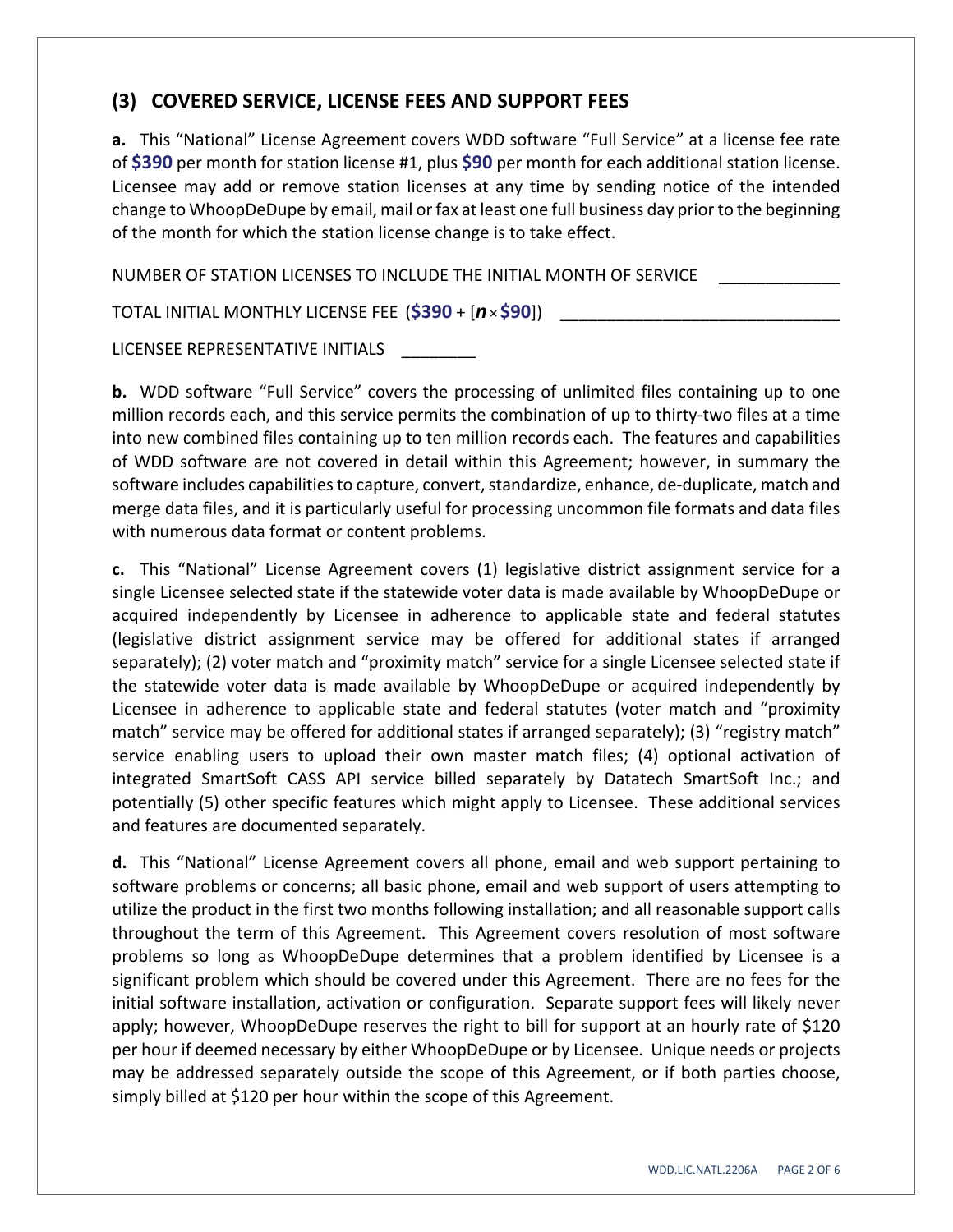## (3) COVERED SERVICE, LICENSE FEES AND SUPPORT FEES

**a.** This "National" License Agreement covers WDD software "Full Service" at a license fee rate of **$390** per month for station license #1, plus **$90** per month for each additional station license. Licensee may add or remove station licenses at any time by sending notice of the intended change to WhoopDeDupe by email, mail or fax at least one full business day prior to the beginning of the month for which the station license change is to take effect.

NUMBER OF STATION LICENSES TO INCLUDE THE INITIAL MONTH OF SERVICE _____________

TOTAL INITIAL MONTHLY LICENSE FEE (**$390** + [***n*** × **$90**]) ______________________________

LICENSEE REPRESENTATIVE INITIALS ________

**b.** WDD software "Full Service" covers the processing of unlimited files containing up to one million records each, and this service permits the combination of up to thirty-two files at a time into new combined files containing up to ten million records each. The features and capabilities of WDD software are not covered in detail within this Agreement; however, in summary the software includes capabilities to capture, convert, standardize, enhance, de-duplicate, match and merge data files, and it is particularly useful for processing uncommon file formats and data files with numerous data format or content problems.

**c.** This "National" License Agreement covers (1) legislative district assignment service for a single Licensee selected state if the statewide voter data is made available by WhoopDeDupe or acquired independently by Licensee in adherence to applicable state and federal statutes (legislative district assignment service may be offered for additional states if arranged separately); (2) voter match and "proximity match" service for a single Licensee selected state if the statewide voter data is made available by WhoopDeDupe or acquired independently by Licensee in adherence to applicable state and federal statutes (voter match and "proximity match" service may be offered for additional states if arranged separately); (3) "registry match" service enabling users to upload their own master match files; (4) optional activation of integrated SmartSoft CASS API service billed separately by Datatech SmartSoft Inc.; and potentially (5) other specific features which might apply to Licensee. These additional services and features are documented separately.

**d.** This "National" License Agreement covers all phone, email and web support pertaining to software problems or concerns; all basic phone, email and web support of users attempting to utilize the product in the first two months following installation; and all reasonable support calls throughout the term of this Agreement. This Agreement covers resolution of most software problems so long as WhoopDeDupe determines that a problem identified by Licensee is a significant problem which should be covered under this Agreement. There are no fees for the initial software installation, activation or configuration. Separate support fees will likely never apply; however, WhoopDeDupe reserves the right to bill for support at an hourly rate of $120 per hour if deemed necessary by either WhoopDeDupe or by Licensee. Unique needs or projects may be addressed separately outside the scope of this Agreement, or if both parties choose, simply billed at $120 per hour within the scope of this Agreement.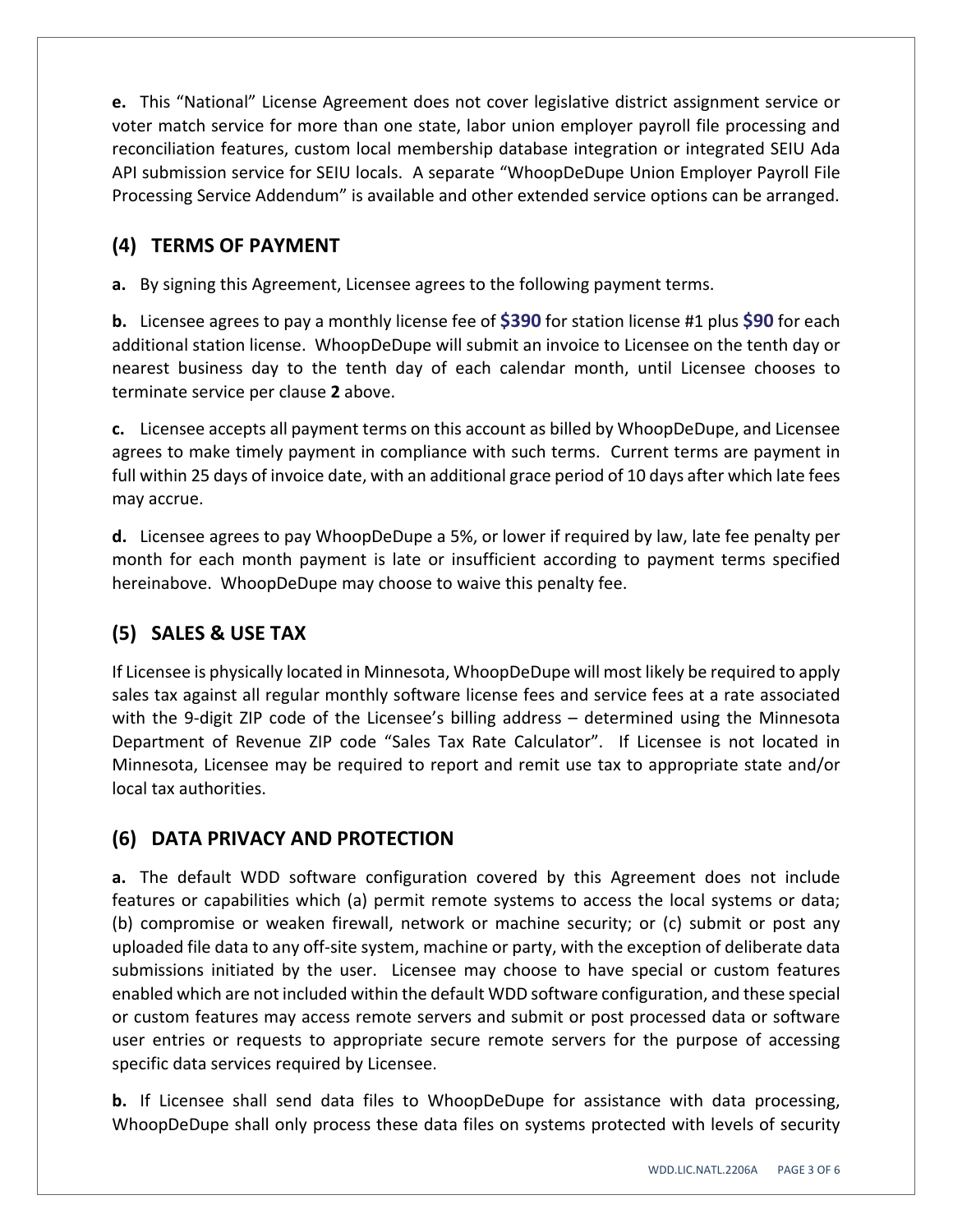**e.** This "National" License Agreement does not cover legislative district assignment service or voter match service for more than one state, labor union employer payroll file processing and reconciliation features, custom local membership database integration or integrated SEIU Ada API submission service for SEIU locals. A separate "WhoopDeDupe Union Employer Payroll File Processing Service Addendum" is available and other extended service options can be arranged.

## (4) TERMS OF PAYMENT

**a.** By signing this Agreement, Licensee agrees to the following payment terms.

**b.** Licensee agrees to pay a monthly license fee of **$390** for station license #1 plus **$90** for each additional station license. WhoopDeDupe will submit an invoice to Licensee on the tenth day or nearest business day to the tenth day of each calendar month, until Licensee chooses to terminate service per clause **2** above.

**c.** Licensee accepts all payment terms on this account as billed by WhoopDeDupe, and Licensee agrees to make timely payment in compliance with such terms. Current terms are payment in full within 25 days of invoice date, with an additional grace period of 10 days after which late fees may accrue.

**d.** Licensee agrees to pay WhoopDeDupe a 5%, or lower if required by law, late fee penalty per month for each month payment is late or insufficient according to payment terms specified hereinabove. WhoopDeDupe may choose to waive this penalty fee.

## (5) SALES & USE TAX

If Licensee is physically located in Minnesota, WhoopDeDupe will most likely be required to apply sales tax against all regular monthly software license fees and service fees at a rate associated with the 9-digit ZIP code of the Licensee's billing address – determined using the Minnesota Department of Revenue ZIP code "Sales Tax Rate Calculator". If Licensee is not located in Minnesota, Licensee may be required to report and remit use tax to appropriate state and/or local tax authorities.

## (6) DATA PRIVACY AND PROTECTION

**a.** The default WDD software configuration covered by this Agreement does not include features or capabilities which (a) permit remote systems to access the local systems or data; (b) compromise or weaken firewall, network or machine security; or (c) submit or post any uploaded file data to any off-site system, machine or party, with the exception of deliberate data submissions initiated by the user. Licensee may choose to have special or custom features enabled which are not included within the default WDD software configuration, and these special or custom features may access remote servers and submit or post processed data or software user entries or requests to appropriate secure remote servers for the purpose of accessing specific data services required by Licensee.

**b.** If Licensee shall send data files to WhoopDeDupe for assistance with data processing, WhoopDeDupe shall only process these data files on systems protected with levels of security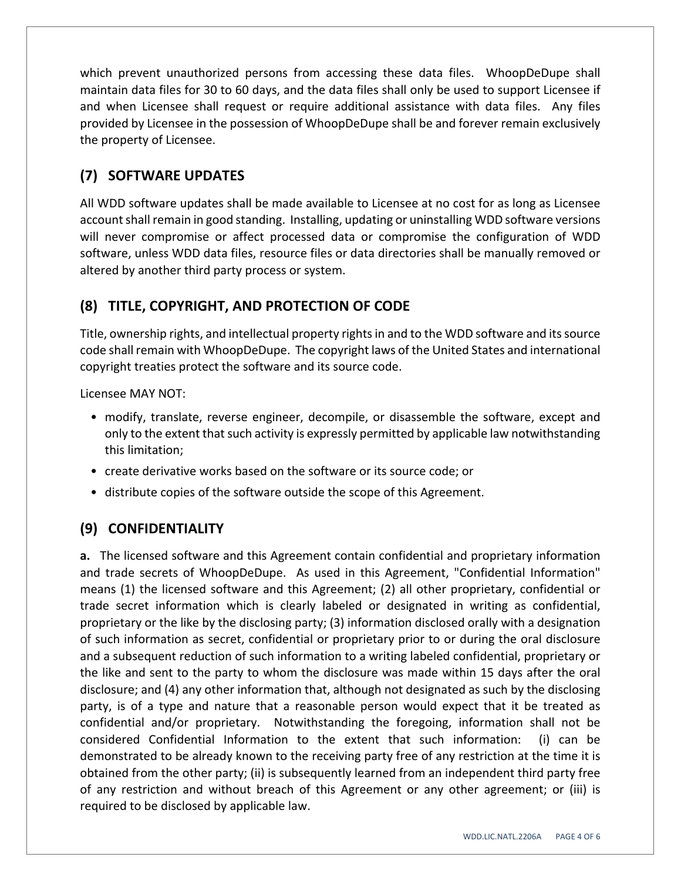which prevent unauthorized persons from accessing these data files. WhoopDeDupe shall maintain data files for 30 to 60 days, and the data files shall only be used to support Licensee if and when Licensee shall request or require additional assistance with data files. Any files provided by Licensee in the possession of WhoopDeDupe shall be and forever remain exclusively the property of Licensee.

## (7) SOFTWARE UPDATES

All WDD software updates shall be made available to Licensee at no cost for as long as Licensee account shall remain in good standing. Installing, updating or uninstalling WDD software versions will never compromise or affect processed data or compromise the configuration of WDD software, unless WDD data files, resource files or data directories shall be manually removed or altered by another third party process or system.

## (8) TITLE, COPYRIGHT, AND PROTECTION OF CODE

Title, ownership rights, and intellectual property rights in and to the WDD software and its source code shall remain with WhoopDeDupe. The copyright laws of the United States and international copyright treaties protect the software and its source code.

Licensee MAY NOT:

- modify, translate, reverse engineer, decompile, or disassemble the software, except and only to the extent that such activity is expressly permitted by applicable law notwithstanding this limitation;
- create derivative works based on the software or its source code; or
- distribute copies of the software outside the scope of this Agreement.

## (9) CONFIDENTIALITY

**a.** The licensed software and this Agreement contain confidential and proprietary information and trade secrets of WhoopDeDupe. As used in this Agreement, "Confidential Information" means (1) the licensed software and this Agreement; (2) all other proprietary, confidential or trade secret information which is clearly labeled or designated in writing as confidential, proprietary or the like by the disclosing party; (3) information disclosed orally with a designation of such information as secret, confidential or proprietary prior to or during the oral disclosure and a subsequent reduction of such information to a writing labeled confidential, proprietary or the like and sent to the party to whom the disclosure was made within 15 days after the oral disclosure; and (4) any other information that, although not designated as such by the disclosing party, is of a type and nature that a reasonable person would expect that it be treated as confidential and/or proprietary. Notwithstanding the foregoing, information shall not be considered Confidential Information to the extent that such information: (i) can be demonstrated to be already known to the receiving party free of any restriction at the time it is obtained from the other party; (ii) is subsequently learned from an independent third party free of any restriction and without breach of this Agreement or any other agreement; or (iii) is required to be disclosed by applicable law.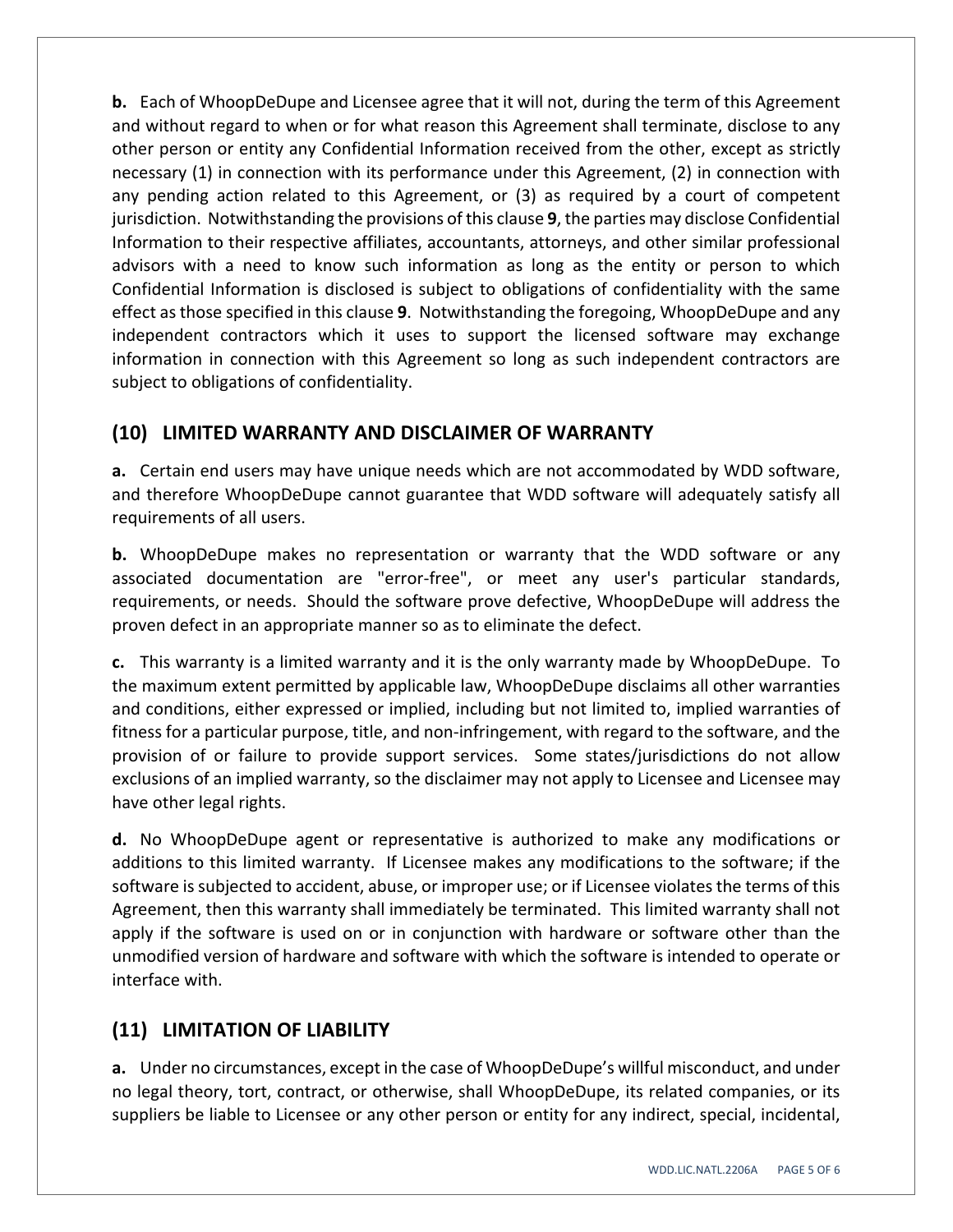**b.** Each of WhoopDeDupe and Licensee agree that it will not, during the term of this Agreement and without regard to when or for what reason this Agreement shall terminate, disclose to any other person or entity any Confidential Information received from the other, except as strictly necessary (1) in connection with its performance under this Agreement, (2) in connection with any pending action related to this Agreement, or (3) as required by a court of competent jurisdiction. Notwithstanding the provisions of this clause **9**, the parties may disclose Confidential Information to their respective affiliates, accountants, attorneys, and other similar professional advisors with a need to know such information as long as the entity or person to which Confidential Information is disclosed is subject to obligations of confidentiality with the same effect as those specified in this clause **9**. Notwithstanding the foregoing, WhoopDeDupe and any independent contractors which it uses to support the licensed software may exchange information in connection with this Agreement so long as such independent contractors are subject to obligations of confidentiality.

## (10) LIMITED WARRANTY AND DISCLAIMER OF WARRANTY

**a.** Certain end users may have unique needs which are not accommodated by WDD software, and therefore WhoopDeDupe cannot guarantee that WDD software will adequately satisfy all requirements of all users.

**b.** WhoopDeDupe makes no representation or warranty that the WDD software or any associated documentation are "error-free", or meet any user's particular standards, requirements, or needs. Should the software prove defective, WhoopDeDupe will address the proven defect in an appropriate manner so as to eliminate the defect.

**c.** This warranty is a limited warranty and it is the only warranty made by WhoopDeDupe. To the maximum extent permitted by applicable law, WhoopDeDupe disclaims all other warranties and conditions, either expressed or implied, including but not limited to, implied warranties of fitness for a particular purpose, title, and non-infringement, with regard to the software, and the provision of or failure to provide support services. Some states/jurisdictions do not allow exclusions of an implied warranty, so the disclaimer may not apply to Licensee and Licensee may have other legal rights.

**d.** No WhoopDeDupe agent or representative is authorized to make any modifications or additions to this limited warranty. If Licensee makes any modifications to the software; if the software is subjected to accident, abuse, or improper use; or if Licensee violates the terms of this Agreement, then this warranty shall immediately be terminated. This limited warranty shall not apply if the software is used on or in conjunction with hardware or software other than the unmodified version of hardware and software with which the software is intended to operate or interface with.

## (11) LIMITATION OF LIABILITY

**a.** Under no circumstances, except in the case of WhoopDeDupe's willful misconduct, and under no legal theory, tort, contract, or otherwise, shall WhoopDeDupe, its related companies, or its suppliers be liable to Licensee or any other person or entity for any indirect, special, incidental,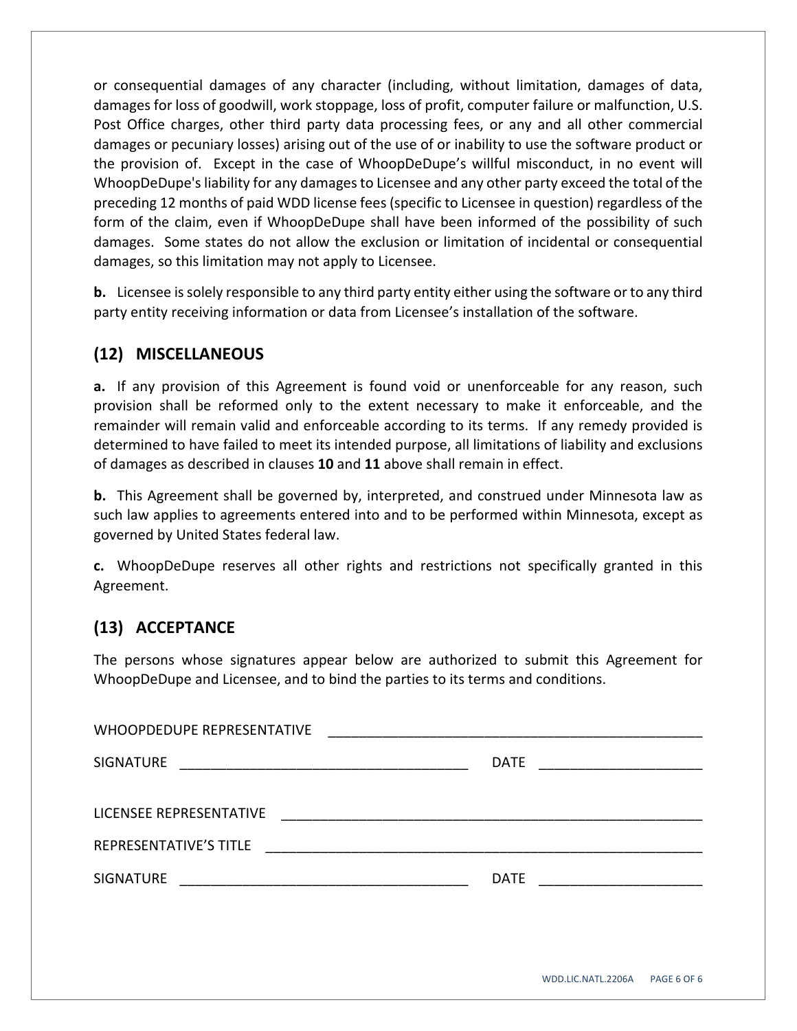or consequential damages of any character (including, without limitation, damages of data, damages for loss of goodwill, work stoppage, loss of profit, computer failure or malfunction, U.S. Post Office charges, other third party data processing fees, or any and all other commercial damages or pecuniary losses) arising out of the use of or inability to use the software product or the provision of. Except in the case of WhoopDeDupe's willful misconduct, in no event will WhoopDeDupe's liability for any damages to Licensee and any other party exceed the total of the preceding 12 months of paid WDD license fees (specific to Licensee in question) regardless of the form of the claim, even if WhoopDeDupe shall have been informed of the possibility of such damages. Some states do not allow the exclusion or limitation of incidental or consequential damages, so this limitation may not apply to Licensee.

**b.** Licensee is solely responsible to any third party entity either using the software or to any third party entity receiving information or data from Licensee's installation of the software.

## (12) MISCELLANEOUS

**a.** If any provision of this Agreement is found void or unenforceable for any reason, such provision shall be reformed only to the extent necessary to make it enforceable, and the remainder will remain valid and enforceable according to its terms. If any remedy provided is determined to have failed to meet its intended purpose, all limitations of liability and exclusions of damages as described in clauses **10** and **11** above shall remain in effect.

**b.** This Agreement shall be governed by, interpreted, and construed under Minnesota law as such law applies to agreements entered into and to be performed within Minnesota, except as governed by United States federal law.

**c.** WhoopDeDupe reserves all other rights and restrictions not specifically granted in this Agreement.

## (13) ACCEPTANCE

The persons whose signatures appear below are authorized to submit this Agreement for WhoopDeDupe and Licensee, and to bind the parties to its terms and conditions.

WHOOPDEDUPE REPRESENTATIVE ______________________________________________

SIGNATURE ____________________________________ DATE ____________________

LICENSEE REPRESENTATIVE ________________________________________________

REPRESENTATIVE'S TITLE _________________________________________________

SIGNATURE ____________________________________ DATE ____________________

WDD.LIC.NATL.2206A